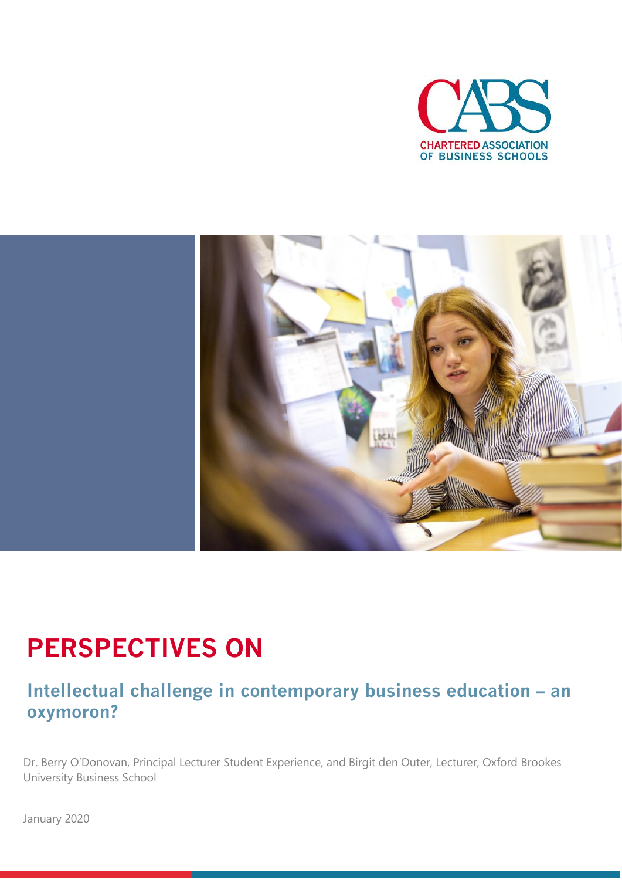CHARTERED ASSOCIATION OF BUSINESS SCHOOLS

# PERSPECTIVES ON

## Intellectual challenge in contemporary business education – an oxymoron?

Dr. Berry O'Donovan, Principal Lecturer Student Experience, and Birgit den Outer, Lecturer, Oxford Brookes University Business School

January 2020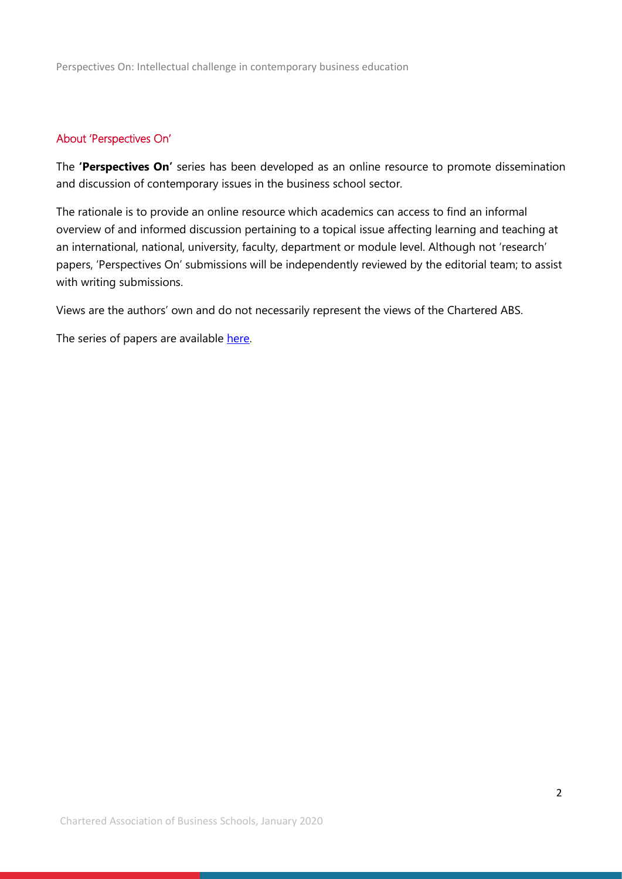## About 'Perspectives On'

The **'Perspectives On'** series has been developed as an online resource to promote dissemination and discussion of contemporary issues in the business school sector.

The rationale is to provide an online resource which academics can access to find an informal overview of and informed discussion pertaining to a topical issue affecting learning and teaching at an international, national, university, faculty, department or module level. Although not 'research' papers, 'Perspectives On' submissions will be independently reviewed by the editorial team; to assist with writing submissions.

Views are the authors' own and do not necessarily represent the views of the Chartered ABS.

The series of papers are available here.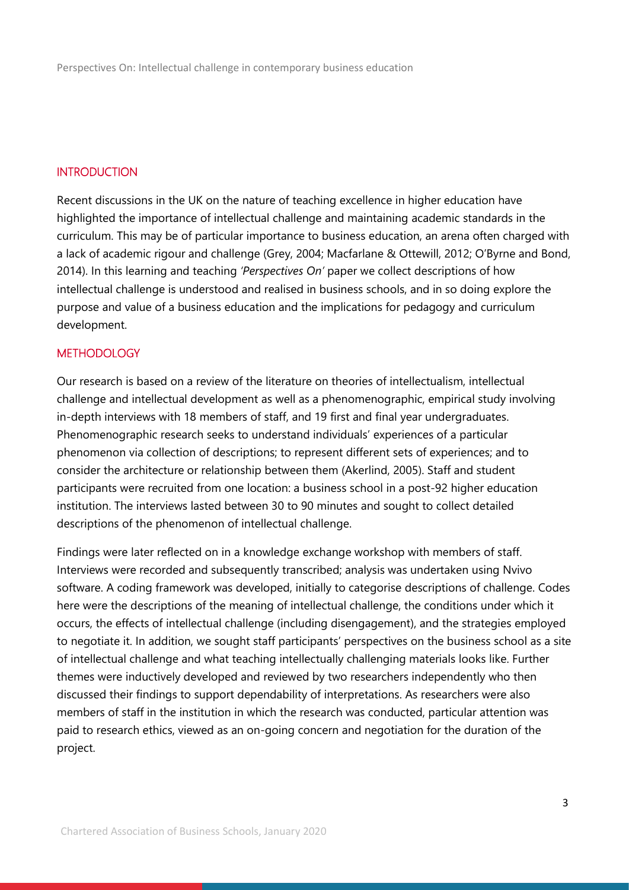## INTRODUCTION

Recent discussions in the UK on the nature of teaching excellence in higher education have highlighted the importance of intellectual challenge and maintaining academic standards in the curriculum. This may be of particular importance to business education, an arena often charged with a lack of academic rigour and challenge (Grey, 2004; Macfarlane & Ottewill, 2012; O'Byrne and Bond, 2014). In this learning and teaching *'Perspectives On'* paper we collect descriptions of how intellectual challenge is understood and realised in business schools, and in so doing explore the purpose and value of a business education and the implications for pedagogy and curriculum development.

## METHODOLOGY

Our research is based on a review of the literature on theories of intellectualism, intellectual challenge and intellectual development as well as a phenomenographic, empirical study involving in-depth interviews with 18 members of staff, and 19 first and final year undergraduates. Phenomenographic research seeks to understand individuals' experiences of a particular phenomenon via collection of descriptions; to represent different sets of experiences; and to consider the architecture or relationship between them (Akerlind, 2005). Staff and student participants were recruited from one location: a business school in a post-92 higher education institution. The interviews lasted between 30 to 90 minutes and sought to collect detailed descriptions of the phenomenon of intellectual challenge.

Findings were later reflected on in a knowledge exchange workshop with members of staff. Interviews were recorded and subsequently transcribed; analysis was undertaken using Nvivo software. A coding framework was developed, initially to categorise descriptions of challenge. Codes here were the descriptions of the meaning of intellectual challenge, the conditions under which it occurs, the effects of intellectual challenge (including disengagement), and the strategies employed to negotiate it. In addition, we sought staff participants' perspectives on the business school as a site of intellectual challenge and what teaching intellectually challenging materials looks like. Further themes were inductively developed and reviewed by two researchers independently who then discussed their findings to support dependability of interpretations. As researchers were also members of staff in the institution in which the research was conducted, particular attention was paid to research ethics, viewed as an on-going concern and negotiation for the duration of the project.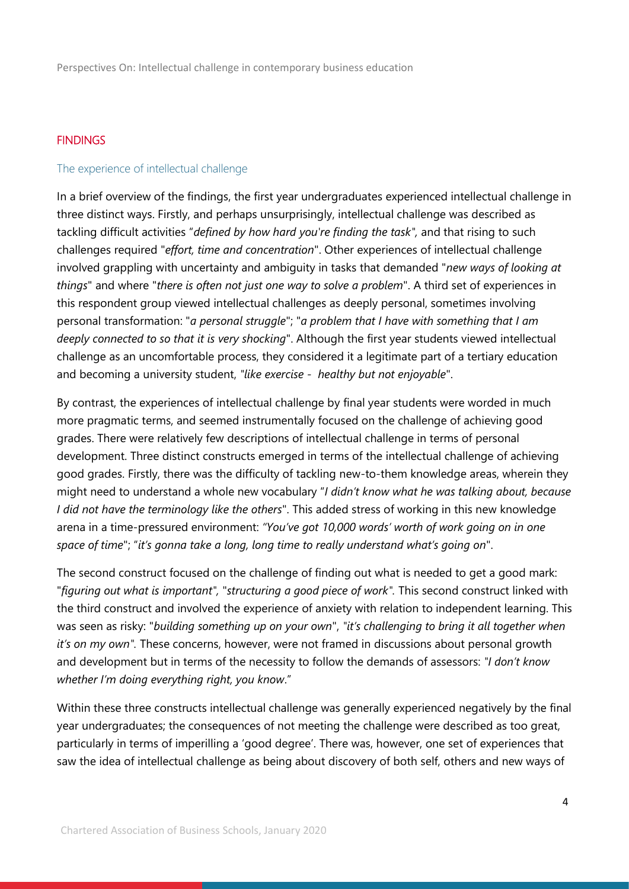## FINDINGS

### The experience of intellectual challenge

In a brief overview of the findings, the first year undergraduates experienced intellectual challenge in three distinct ways. Firstly, and perhaps unsurprisingly, intellectual challenge was described as tackling difficult activities "*defined by how hard you're finding the task",* and that rising to such challenges required "*effort, time and concentration*". Other experiences of intellectual challenge involved grappling with uncertainty and ambiguity in tasks that demanded "*new ways of looking at things*" and where "*there is often not just one way to solve a problem*". A third set of experiences in this respondent group viewed intellectual challenges as deeply personal, sometimes involving personal transformation: "*a personal struggle*"; "*a problem that I have with something that I am deeply connected to so that it is very shocking*". Although the first year students viewed intellectual challenge as an uncomfortable process, they considered it a legitimate part of a tertiary education and becoming a university student, "*like exercise - healthy but not enjoyable*".

By contrast, the experiences of intellectual challenge by final year students were worded in much more pragmatic terms, and seemed instrumentally focused on the challenge of achieving good grades. There were relatively few descriptions of intellectual challenge in terms of personal development. Three distinct constructs emerged in terms of the intellectual challenge of achieving good grades. Firstly, there was the difficulty of tackling new-to-them knowledge areas, wherein they might need to understand a whole new vocabulary "*I didn't know what he was talking about, because I did not have the terminology like the others*". This added stress of working in this new knowledge arena in a time-pressured environment: *"You've got 10,000 words' worth of work going on in one space of time*"; "*it's gonna take a long, long time to really understand what's going on*".

The second construct focused on the challenge of finding out what is needed to get a good mark: "*figuring out what is important",* "*structuring a good piece of work".* This second construct linked with the third construct and involved the experience of anxiety with relation to independent learning. This was seen as risky: "*building something up on your own*", "*it's challenging to bring it all together when it's on my own".* These concerns, however, were not framed in discussions about personal growth and development but in terms of the necessity to follow the demands of assessors: "*I don't know whether I'm doing everything right, you know*."

Within these three constructs intellectual challenge was generally experienced negatively by the final year undergraduates; the consequences of not meeting the challenge were described as too great, particularly in terms of imperilling a 'good degree'. There was, however, one set of experiences that saw the idea of intellectual challenge as being about discovery of both self, others and new ways of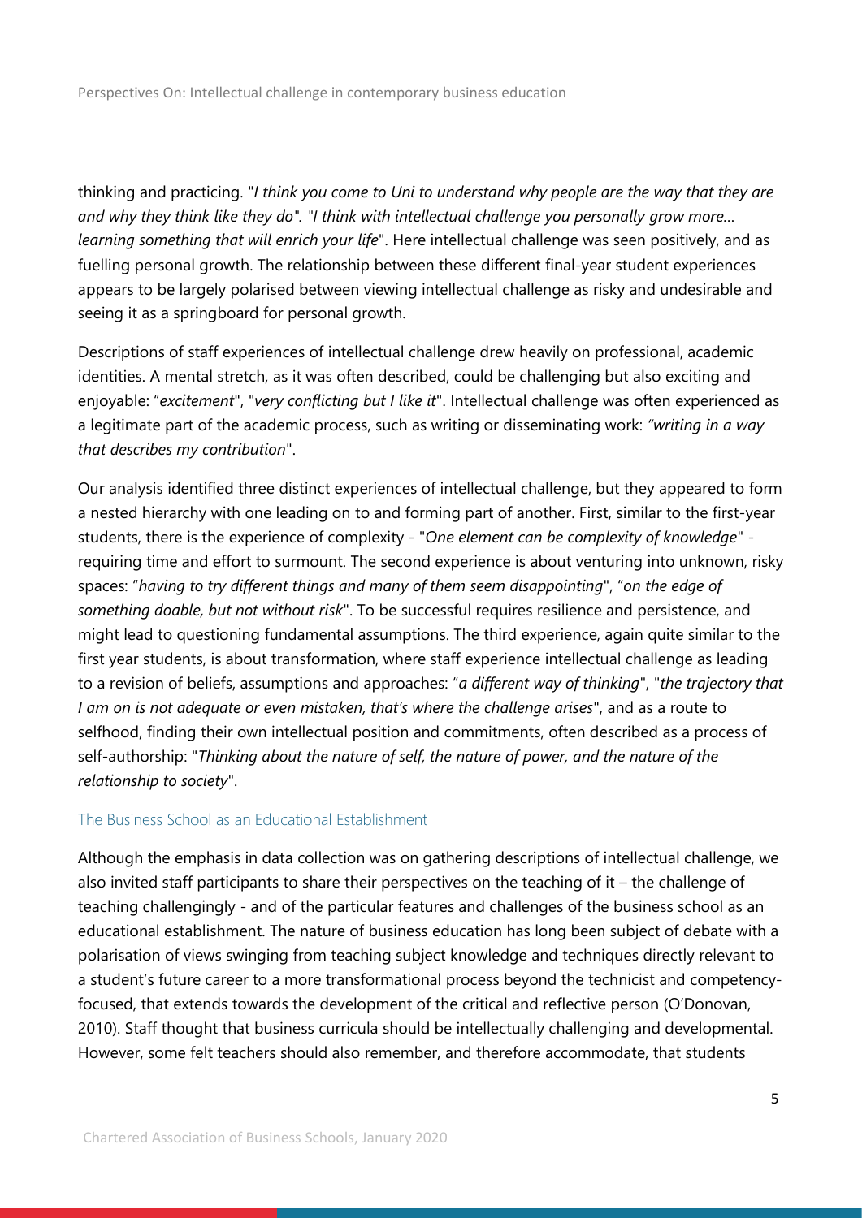thinking and practicing. "*I think you come to Uni to understand why people are the way that they are and why they think like they do*". "*I think with intellectual challenge you personally grow more… learning something that will enrich your life*". Here intellectual challenge was seen positively, and as fuelling personal growth. The relationship between these different final-year student experiences appears to be largely polarised between viewing intellectual challenge as risky and undesirable and seeing it as a springboard for personal growth.

Descriptions of staff experiences of intellectual challenge drew heavily on professional, academic identities. A mental stretch, as it was often described, could be challenging but also exciting and enjoyable: "*excitement*", "*very conflicting but I like it*". Intellectual challenge was often experienced as a legitimate part of the academic process, such as writing or disseminating work: *"writing in a way that describes my contribution*".

Our analysis identified three distinct experiences of intellectual challenge, but they appeared to form a nested hierarchy with one leading on to and forming part of another. First, similar to the first-year students, there is the experience of complexity - "*One element can be complexity of knowledge*" - requiring time and effort to surmount. The second experience is about venturing into unknown, risky spaces: "*having to try different things and many of them seem disappointing*", "*on the edge of something doable, but not without risk*". To be successful requires resilience and persistence, and might lead to questioning fundamental assumptions. The third experience, again quite similar to the first year students, is about transformation, where staff experience intellectual challenge as leading to a revision of beliefs, assumptions and approaches: "*a different way of thinking*", "*the trajectory that I am on is not adequate or even mistaken, that's where the challenge arises*", and as a route to selfhood, finding their own intellectual position and commitments, often described as a process of self-authorship: "*Thinking about the nature of self, the nature of power, and the nature of the relationship to society*".

## The Business School as an Educational Establishment

Although the emphasis in data collection was on gathering descriptions of intellectual challenge, we also invited staff participants to share their perspectives on the teaching of it – the challenge of teaching challengingly - and of the particular features and challenges of the business school as an educational establishment. The nature of business education has long been subject of debate with a polarisation of views swinging from teaching subject knowledge and techniques directly relevant to a student's future career to a more transformational process beyond the technicist and competency-focused, that extends towards the development of the critical and reflective person (O'Donovan, 2010). Staff thought that business curricula should be intellectually challenging and developmental. However, some felt teachers should also remember, and therefore accommodate, that students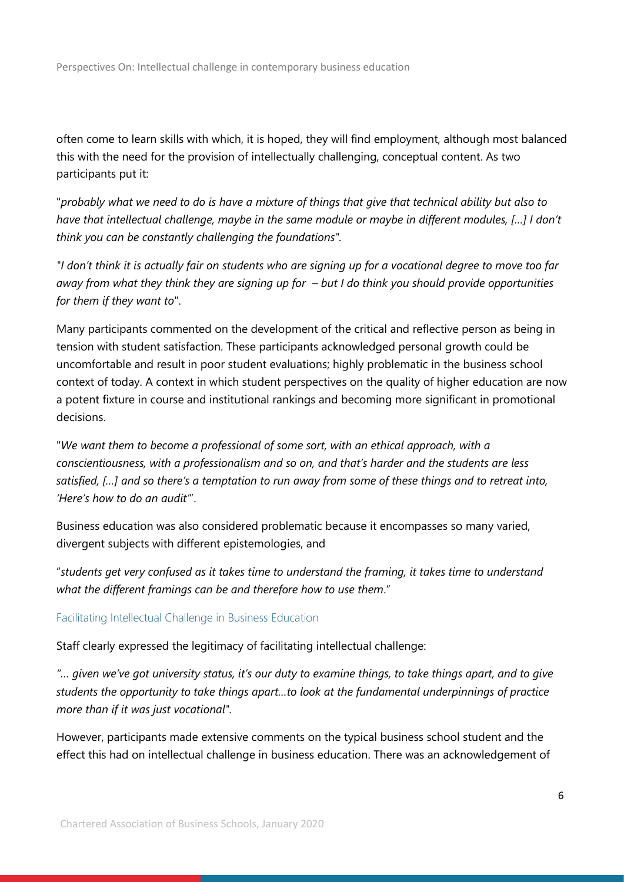often come to learn skills with which, it is hoped, they will find employment, although most balanced this with the need for the provision of intellectually challenging, conceptual content. As two participants put it:

"*probably what we need to do is have a mixture of things that give that technical ability but also to have that intellectual challenge, maybe in the same module or maybe in different modules, […] I don't think you can be constantly challenging the foundations*".

"*I don't think it is actually fair on students who are signing up for a vocational degree to move too far away from what they think they are signing up for – but I do think you should provide opportunities for them if they want to*".

Many participants commented on the development of the critical and reflective person as being in tension with student satisfaction. These participants acknowledged personal growth could be uncomfortable and result in poor student evaluations; highly problematic in the business school context of today. A context in which student perspectives on the quality of higher education are now a potent fixture in course and institutional rankings and becoming more significant in promotional decisions.

"*We want them to become a professional of some sort, with an ethical approach, with a conscientiousness, with a professionalism and so on, and that's harder and the students are less satisfied, […] and so there's a temptation to run away from some of these things and to retreat into, 'Here's how to do an audit'*".

Business education was also considered problematic because it encompasses so many varied, divergent subjects with different epistemologies, and

"*students get very confused as it takes time to understand the framing, it takes time to understand what the different framings can be and therefore how to use them*."

### Facilitating Intellectual Challenge in Business Education

Staff clearly expressed the legitimacy of facilitating intellectual challenge:

"*… given we've got university status, it's our duty to examine things, to take things apart, and to give students the opportunity to take things apart…to look at the fundamental underpinnings of practice more than if it was just vocational*".

However, participants made extensive comments on the typical business school student and the effect this had on intellectual challenge in business education. There was an acknowledgement of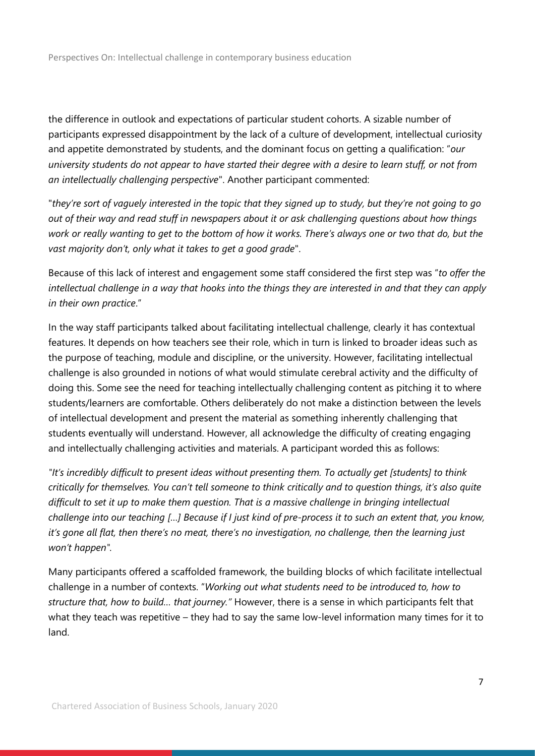the difference in outlook and expectations of particular student cohorts. A sizable number of participants expressed disappointment by the lack of a culture of development, intellectual curiosity and appetite demonstrated by students, and the dominant focus on getting a qualification: "*our university students do not appear to have started their degree with a desire to learn stuff, or not from an intellectually challenging perspective*". Another participant commented:

"*they're sort of vaguely interested in the topic that they signed up to study, but they're not going to go out of their way and read stuff in newspapers about it or ask challenging questions about how things work or really wanting to get to the bottom of how it works. There's always one or two that do, but the vast majority don't, only what it takes to get a good grade*".

Because of this lack of interest and engagement some staff considered the first step was "*to offer the intellectual challenge in a way that hooks into the things they are interested in and that they can apply in their own practice*."

In the way staff participants talked about facilitating intellectual challenge, clearly it has contextual features. It depends on how teachers see their role, which in turn is linked to broader ideas such as the purpose of teaching, module and discipline, or the university. However, facilitating intellectual challenge is also grounded in notions of what would stimulate cerebral activity and the difficulty of doing this. Some see the need for teaching intellectually challenging content as pitching it to where students/learners are comfortable. Others deliberately do not make a distinction between the levels of intellectual development and present the material as something inherently challenging that students eventually will understand. However, all acknowledge the difficulty of creating engaging and intellectually challenging activities and materials. A participant worded this as follows:

*"It's incredibly difficult to present ideas without presenting them. To actually get [students] to think critically for themselves. You can't tell someone to think critically and to question things, it's also quite difficult to set it up to make them question. That is a massive challenge in bringing intellectual challenge into our teaching […] Because if I just kind of pre-process it to such an extent that, you know, it's gone all flat, then there's no meat, there's no investigation, no challenge, then the learning just won't happen"*.

Many participants offered a scaffolded framework, the building blocks of which facilitate intellectual challenge in a number of contexts. "*Working out what students need to be introduced to, how to structure that, how to build… that journey."* However, there is a sense in which participants felt that what they teach was repetitive – they had to say the same low-level information many times for it to land.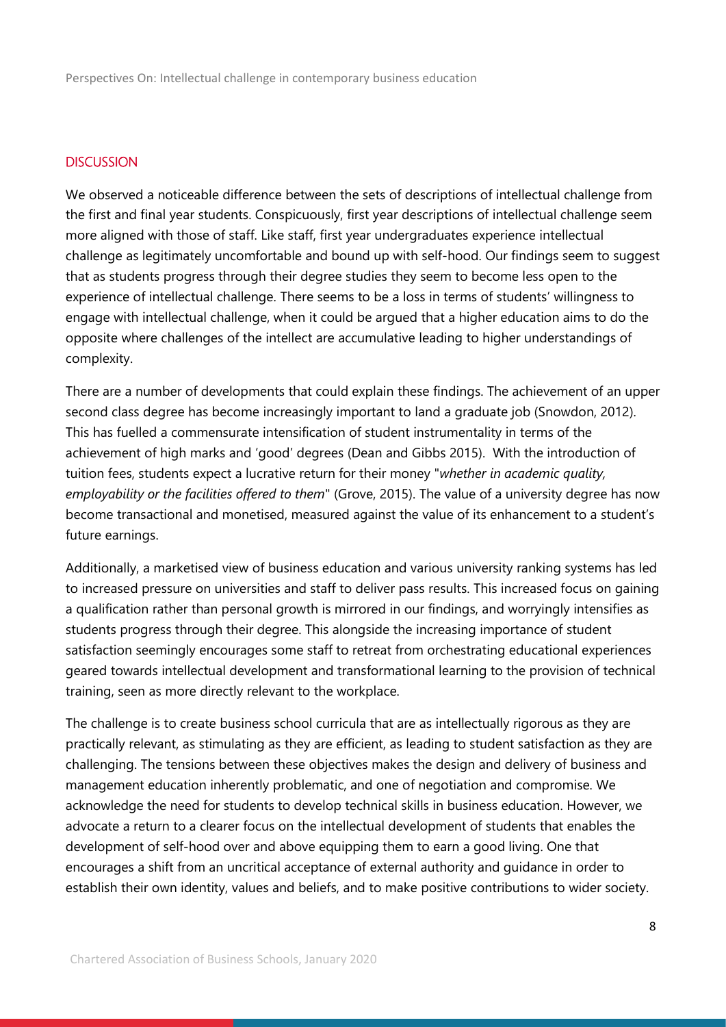## DISCUSSION

We observed a noticeable difference between the sets of descriptions of intellectual challenge from the first and final year students. Conspicuously, first year descriptions of intellectual challenge seem more aligned with those of staff. Like staff, first year undergraduates experience intellectual challenge as legitimately uncomfortable and bound up with self-hood. Our findings seem to suggest that as students progress through their degree studies they seem to become less open to the experience of intellectual challenge. There seems to be a loss in terms of students' willingness to engage with intellectual challenge, when it could be argued that a higher education aims to do the opposite where challenges of the intellect are accumulative leading to higher understandings of complexity.

There are a number of developments that could explain these findings. The achievement of an upper second class degree has become increasingly important to land a graduate job (Snowdon, 2012). This has fuelled a commensurate intensification of student instrumentality in terms of the achievement of high marks and 'good' degrees (Dean and Gibbs 2015). With the introduction of tuition fees, students expect a lucrative return for their money "*whether in academic quality, employability or the facilities offered to them*" (Grove, 2015). The value of a university degree has now become transactional and monetised, measured against the value of its enhancement to a student's future earnings.

Additionally, a marketised view of business education and various university ranking systems has led to increased pressure on universities and staff to deliver pass results. This increased focus on gaining a qualification rather than personal growth is mirrored in our findings, and worryingly intensifies as students progress through their degree. This alongside the increasing importance of student satisfaction seemingly encourages some staff to retreat from orchestrating educational experiences geared towards intellectual development and transformational learning to the provision of technical training, seen as more directly relevant to the workplace.

The challenge is to create business school curricula that are as intellectually rigorous as they are practically relevant, as stimulating as they are efficient, as leading to student satisfaction as they are challenging. The tensions between these objectives makes the design and delivery of business and management education inherently problematic, and one of negotiation and compromise. We acknowledge the need for students to develop technical skills in business education. However, we advocate a return to a clearer focus on the intellectual development of students that enables the development of self-hood over and above equipping them to earn a good living. One that encourages a shift from an uncritical acceptance of external authority and guidance in order to establish their own identity, values and beliefs, and to make positive contributions to wider society.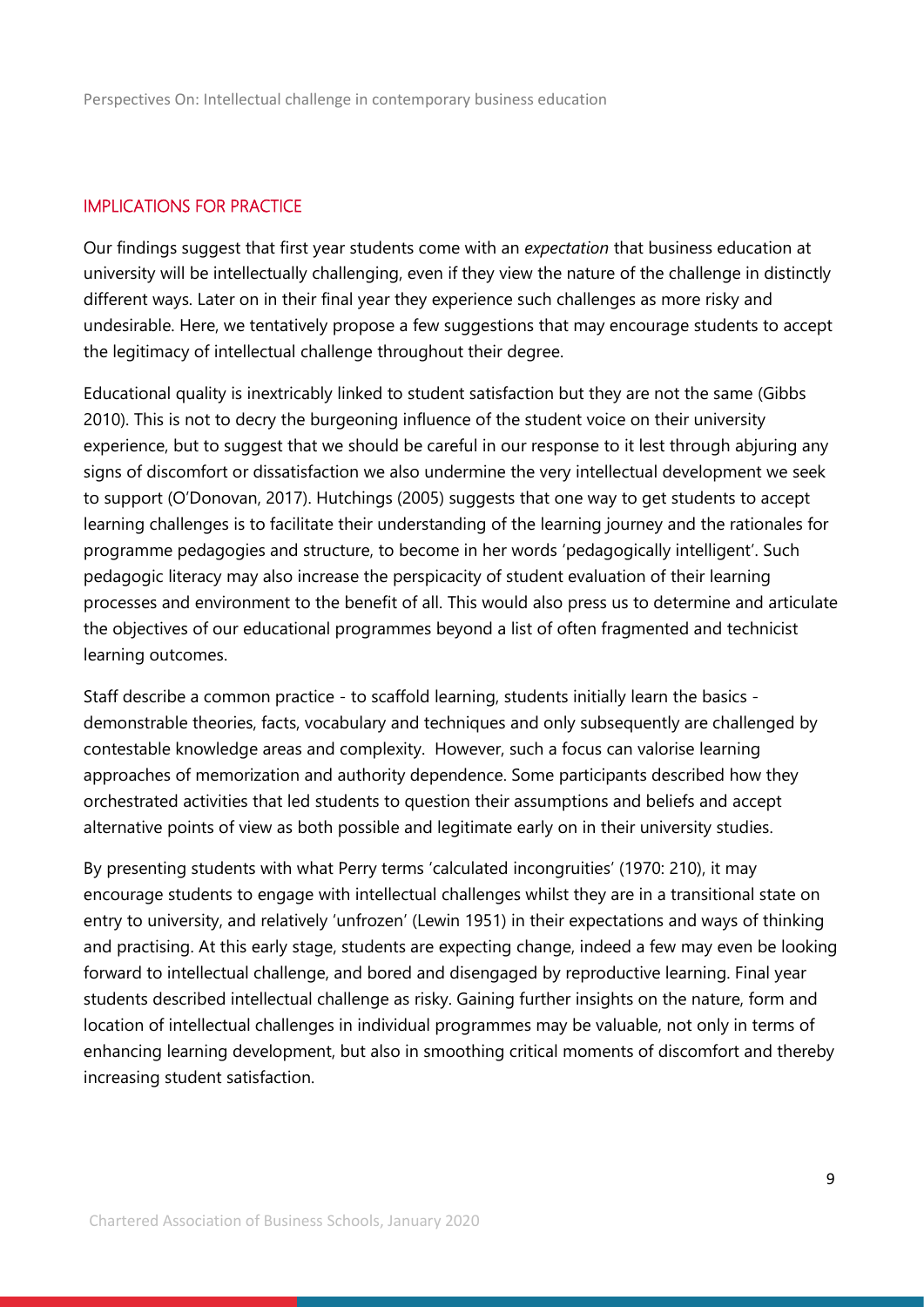## IMPLICATIONS FOR PRACTICE

Our findings suggest that first year students come with an *expectation* that business education at university will be intellectually challenging, even if they view the nature of the challenge in distinctly different ways. Later on in their final year they experience such challenges as more risky and undesirable. Here, we tentatively propose a few suggestions that may encourage students to accept the legitimacy of intellectual challenge throughout their degree.

Educational quality is inextricably linked to student satisfaction but they are not the same (Gibbs 2010). This is not to decry the burgeoning influence of the student voice on their university experience, but to suggest that we should be careful in our response to it lest through abjuring any signs of discomfort or dissatisfaction we also undermine the very intellectual development we seek to support (O'Donovan, 2017). Hutchings (2005) suggests that one way to get students to accept learning challenges is to facilitate their understanding of the learning journey and the rationales for programme pedagogies and structure, to become in her words 'pedagogically intelligent'. Such pedagogic literacy may also increase the perspicacity of student evaluation of their learning processes and environment to the benefit of all. This would also press us to determine and articulate the objectives of our educational programmes beyond a list of often fragmented and technicist learning outcomes.

Staff describe a common practice - to scaffold learning, students initially learn the basics - demonstrable theories, facts, vocabulary and techniques and only subsequently are challenged by contestable knowledge areas and complexity. However, such a focus can valorise learning approaches of memorization and authority dependence. Some participants described how they orchestrated activities that led students to question their assumptions and beliefs and accept alternative points of view as both possible and legitimate early on in their university studies.

By presenting students with what Perry terms 'calculated incongruities' (1970: 210), it may encourage students to engage with intellectual challenges whilst they are in a transitional state on entry to university, and relatively 'unfrozen' (Lewin 1951) in their expectations and ways of thinking and practising. At this early stage, students are expecting change, indeed a few may even be looking forward to intellectual challenge, and bored and disengaged by reproductive learning. Final year students described intellectual challenge as risky. Gaining further insights on the nature, form and location of intellectual challenges in individual programmes may be valuable, not only in terms of enhancing learning development, but also in smoothing critical moments of discomfort and thereby increasing student satisfaction.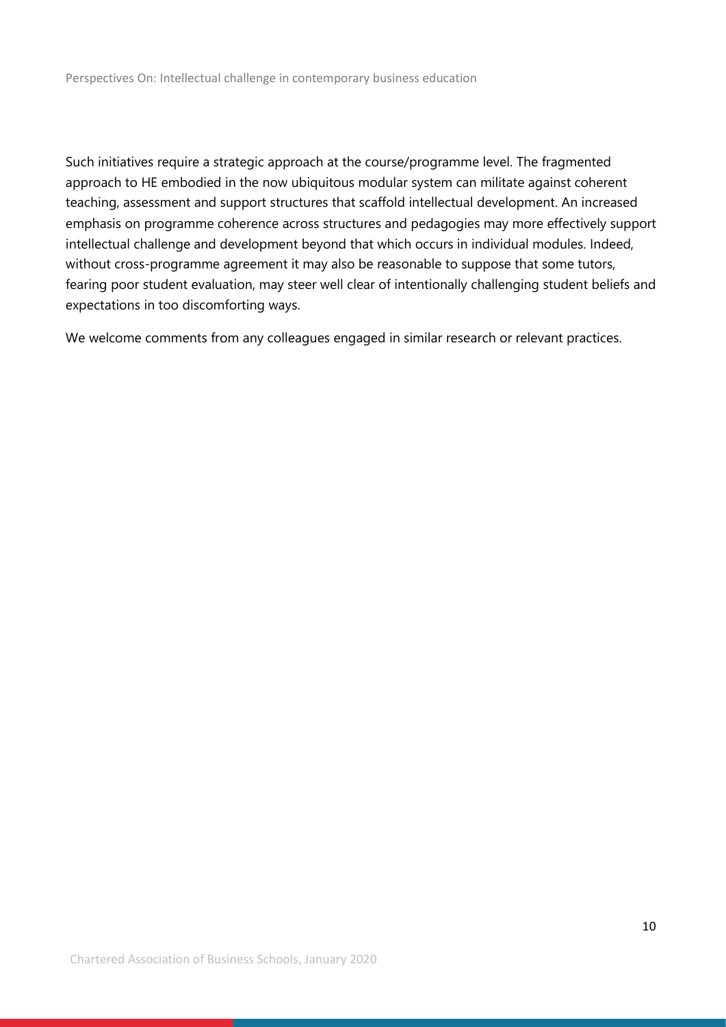Such initiatives require a strategic approach at the course/programme level. The fragmented approach to HE embodied in the now ubiquitous modular system can militate against coherent teaching, assessment and support structures that scaffold intellectual development. An increased emphasis on programme coherence across structures and pedagogies may more effectively support intellectual challenge and development beyond that which occurs in individual modules. Indeed, without cross-programme agreement it may also be reasonable to suppose that some tutors, fearing poor student evaluation, may steer well clear of intentionally challenging student beliefs and expectations in too discomforting ways.

We welcome comments from any colleagues engaged in similar research or relevant practices.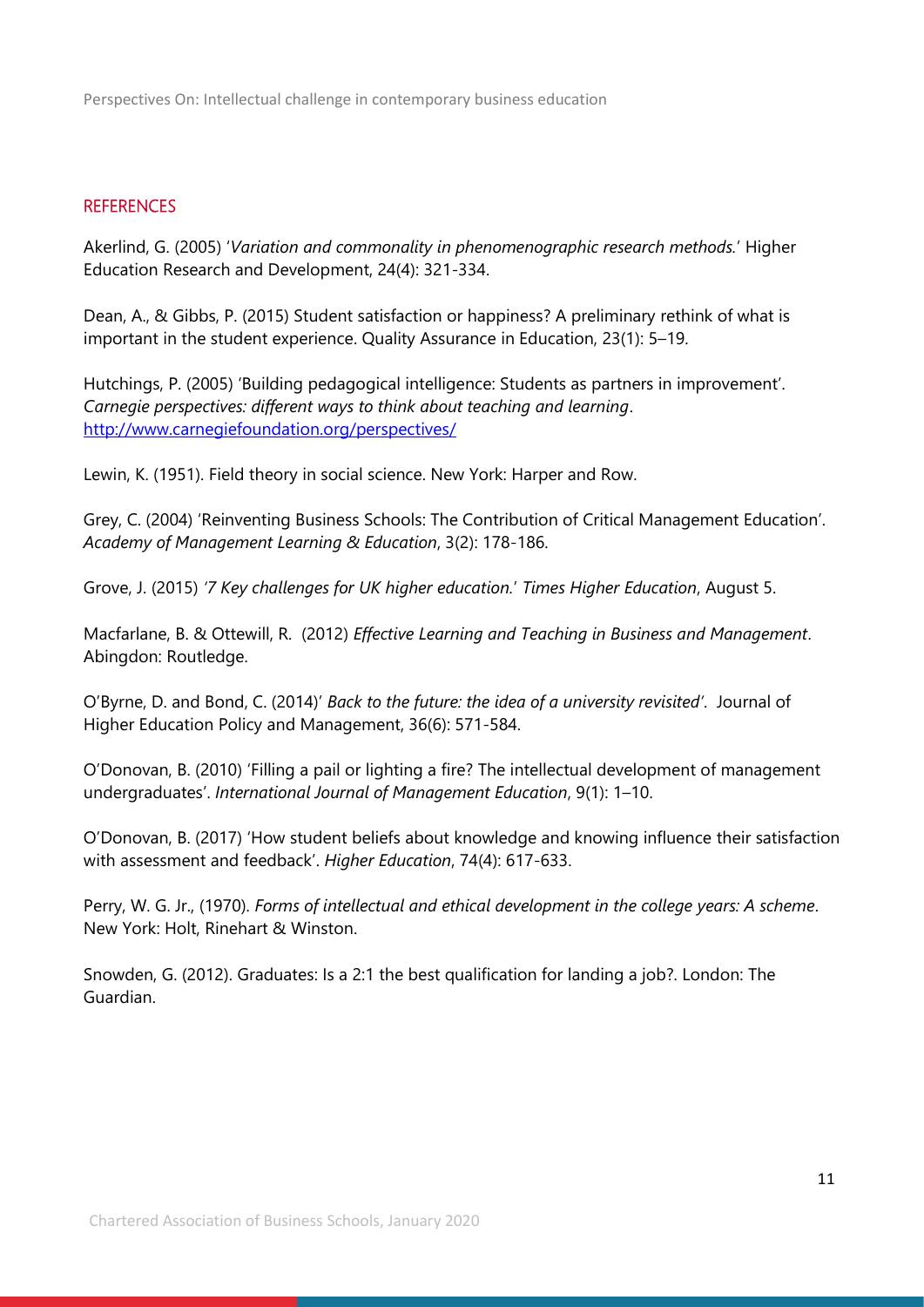## REFERENCES

Akerlind, G. (2005) '*Variation and commonality in phenomenographic research methods.*' Higher Education Research and Development, 24(4): 321-334.

Dean, A., & Gibbs, P. (2015) Student satisfaction or happiness? A preliminary rethink of what is important in the student experience. Quality Assurance in Education, 23(1): 5–19.

Hutchings, P. (2005) 'Building pedagogical intelligence: Students as partners in improvement'. *Carnegie perspectives: different ways to think about teaching and learning*. http://www.carnegiefoundation.org/perspectives/

Lewin, K. (1951). Field theory in social science. New York: Harper and Row.

Grey, C. (2004) 'Reinventing Business Schools: The Contribution of Critical Management Education'. *Academy of Management Learning & Education*, 3(2): 178-186.

Grove, J. (2015) *'7 Key challenges for UK higher education.' Times Higher Education*, August 5.

Macfarlane, B. & Ottewill, R. (2012) *Effective Learning and Teaching in Business and Management*. Abingdon: Routledge.

O'Byrne, D. and Bond, C. (2014)' *Back to the future: the idea of a university revisited'*. Journal of Higher Education Policy and Management, 36(6): 571-584.

O'Donovan, B. (2010) 'Filling a pail or lighting a fire? The intellectual development of management undergraduates'. *International Journal of Management Education*, 9(1): 1–10.

O'Donovan, B. (2017) 'How student beliefs about knowledge and knowing influence their satisfaction with assessment and feedback'. *Higher Education*, 74(4): 617-633.

Perry, W. G. Jr., (1970). *Forms of intellectual and ethical development in the college years: A scheme*. New York: Holt, Rinehart & Winston.

Snowden, G. (2012). Graduates: Is a 2:1 the best qualification for landing a job?. London: The Guardian.